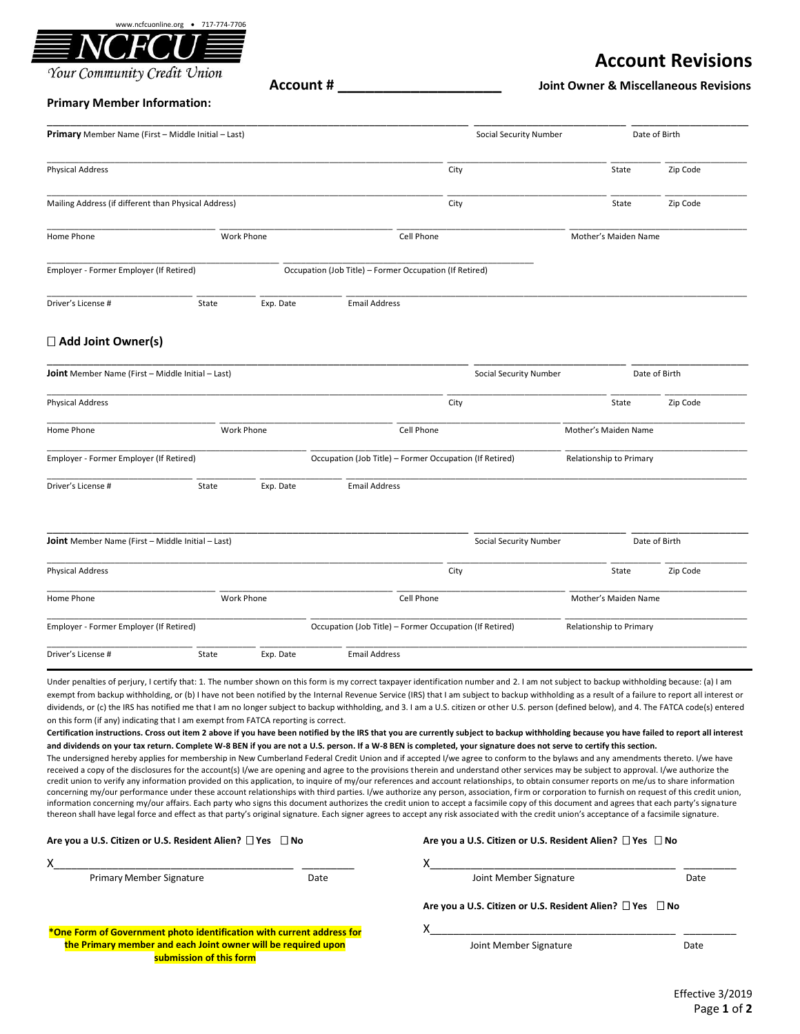www.ncfcuonline.org • 717-774-7706

**NCFCU**

*Your Community Credit Union*

# Account Revisions

**Account # ____________________**

**Joint Owner & Miscellaneous Revisions**

**Primary Member Information:**

**Primary** Member Name (First – Middle Initial – Last) | Social Security Number | Date of Birth

Physical Address | City | State | Zip Code

Mailing Address (if different than Physical Address) | City | State | Zip Code

Home Phone | Work Phone | Cell Phone | Mother's Maiden Name

Employer - Former Employer (If Retired) | Occupation (Job Title) – Former Occupation (If Retired)

Driver's License # | State | Exp. Date | Email Address

## ☐ Add Joint Owner(s)

**Joint** Member Name (First – Middle Initial – Last) | Social Security Number | Date of Birth

Physical Address | City | State | Zip Code

Home Phone | Work Phone | Cell Phone | Mother's Maiden Name

Employer - Former Employer (If Retired) | Occupation (Job Title) – Former Occupation (If Retired) | Relationship to Primary

Driver's License # | State | Exp. Date | Email Address

**Joint** Member Name (First – Middle Initial – Last) | Social Security Number | Date of Birth

Physical Address | City | State | Zip Code

Home Phone | Work Phone | Cell Phone | Mother's Maiden Name

Employer - Former Employer (If Retired) | Occupation (Job Title) – Former Occupation (If Retired) | Relationship to Primary

Driver's License # | State | Exp. Date | Email Address

Under penalties of perjury, I certify that: 1. The number shown on this form is my correct taxpayer identification number and 2. I am not subject to backup withholding because: (a) I am exempt from backup withholding, or (b) I have not been notified by the Internal Revenue Service (IRS) that I am subject to backup withholding as a result of a failure to report all interest or dividends, or (c) the IRS has notified me that I am no longer subject to backup withholding, and 3. I am a U.S. citizen or other U.S. person (defined below), and 4. The FATCA code(s) entered on this form (if any) indicating that I am exempt from FATCA reporting is correct.

**Certification instructions. Cross out item 2 above if you have been notified by the IRS that you are currently subject to backup withholding because you have failed to report all interest and dividends on your tax return. Complete W-8 BEN if you are not a U.S. person. If a W-8 BEN is completed, your signature does not serve to certify this section.**

The undersigned hereby applies for membership in New Cumberland Federal Credit Union and if accepted I/we agree to conform to the bylaws and any amendments thereto. I/we have received a copy of the disclosures for the account(s) I/we are opening and agree to the provisions therein and understand other services may be subject to approval. I/we authorize the credit union to verify any information provided on this application, to inquire of my/our references and account relationships, to obtain consumer reports on me/us to share information concerning my/our performance under these account relationships with third parties. I/we authorize any person, association, firm or corporation to furnish on request of this credit union, information concerning my/our affairs. Each party who signs this document authorizes the credit union to accept a facsimile copy of this document and agrees that each party's signature thereon shall have legal force and effect as that party's original signature. Each signer agrees to accept any risk associated with the credit union's acceptance of a facsimile signature.

**Are you a U.S. Citizen or U.S. Resident Alien?** ☐ Yes ☐ No

X__________________________________________ __________
Primary Member Signature | Date

**Are you a U.S. Citizen or U.S. Resident Alien?** ☐ Yes ☐ No

X__________________________________________ __________
Joint Member Signature | Date

**Are you a U.S. Citizen or U.S. Resident Alien?** ☐ Yes ☐ No

X__________________________________________ __________
Joint Member Signature | Date

**\*One Form of Government photo identification with current address for the Primary member and each Joint owner will be required upon submission of this form**

Effective 3/2019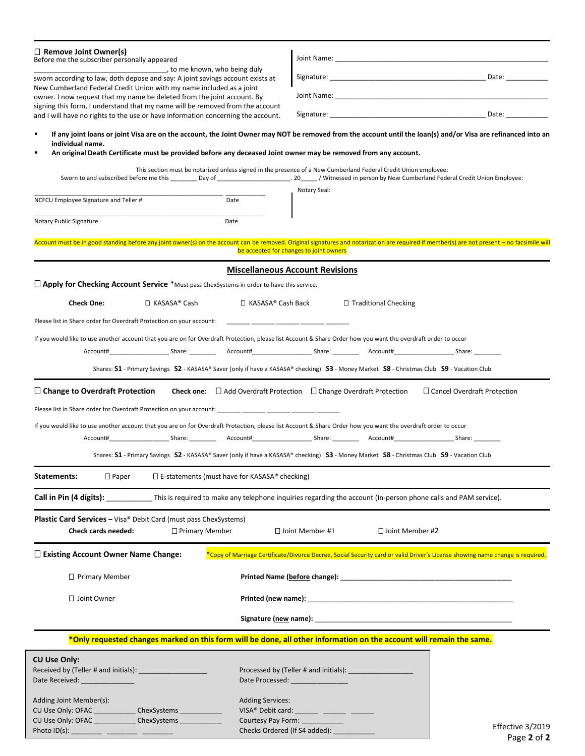☐ **Remove Joint Owner(s)**
Before me the subscriber personally appeared
_______________________________, to me known, who being duly sworn according to law, doth depose and say: A joint savings account exists at New Cumberland Federal Credit Union with my name included as a joint owner. I now request that my name be deleted from the joint account. By signing this form, I understand that my name will be removed from the account and I will have no rights to the use or have information concerning the account.

Joint Name: ______________________________________________

Signature: ________________________________________ Date: ___________

Joint Name: ______________________________________________

Signature: ________________________________________ Date: ___________

- **If any joint loans or joint Visa are on the account, the Joint Owner may NOT be removed from the account until the loan(s) and/or Visa are refinanced into an individual name.**
- **An original Death Certificate must be provided before any deceased Joint owner may be removed from any account.**

This section must be notarized unless signed in the presence of a New Cumberland Federal Credit Union employee:
Sworn to and subscribed before me this ________ Day of ______________________. 20_____ / Witnessed in person by New Cumberland Federal Credit Union Employee:

_____________________________________________ ___________
NCFCU Employee Signature and Teller # Date

_____________________________________________ ___________
Notary Public Signature Date

Notary Seal:

Account must be in good standing before any joint owner(s) on the account can be removed. Original signatures and notarization are required if member(s) are not present – no facsimile will be accepted for changes to joint owners

## Miscellaneous Account Revisions

☐ **Apply for Checking Account Service** *Must pass ChexSystems in order to have this service.

**Check One:** ☐ KASASA® Cash ☐ KASASA® Cash Back ☐ Traditional Checking

Please list in Share order for Overdraft Protection on your account: _______ _______ _______ _______ _______

If you would like to use another account that you are on for Overdraft Protection, please list Account & Share Order how you want the overdraft order to occur

Account#_________________ Share: ________ Account#_________________ Share: ________ Account#_________________ Share: ________

Shares: **S1** - Primary Savings **S2** - KASASA® Saver (only if have a KASASA® checking) **S3** - Money Market **S8** - Christmas Club **S9** - Vacation Club

☐ **Change to Overdraft Protection** **Check one:** ☐ Add Overdraft Protection ☐ Change Overdraft Protection ☐ Cancel Overdraft Protection

Please list in Share order for Overdraft Protection on your account: _______ _______ _______ _______ _______

If you would like to use another account that you are on for Overdraft Protection, please list Account & Share Order how you want the overdraft order to occur

Account#_________________ Share: ________ Account#_________________ Share: ________ Account#_________________ Share: ________

Shares: **S1** - Primary Savings **S2** - KASASA® Saver (only if have a KASASA® checking) **S3** - Money Market **S8** - Christmas Club **S9** - Vacation Club

**Statements:** ☐ Paper ☐ E-statements (must have for KASASA® checking)

**Call in Pin (4 digits):** ___________ This is required to make any telephone inquiries regarding the account (In-person phone calls and PAM service).

**Plastic Card Services –** Visa® Debit Card (must pass ChexSystems)
**Check cards needed:** ☐ Primary Member ☐ Joint Member #1 ☐ Joint Member #2

☐ **Existing Account Owner Name Change:** *Copy of Marriage Certificate/Divorce Decree, Social Security card or valid Driver's License showing name change is required.

☐ Primary Member **Printed Name (before change):** ____________________________________________

☐ Joint Owner **Printed (new name):** ____________________________________________

**Signature (new name):** ____________________________________________

**\*Only requested changes marked on this form will be done, all other information on the account will remain the same.**

**CU Use Only:**
Received by (Teller # and initials): _________________
Date Received: ______________

Processed by (Teller # and initials): ________________
Date Processed: ______________

Adding Joint Member(s):
CU Use Only: OFAC ___________ ChexSystems ___________
CU Use Only: OFAC ___________ ChexSystems ___________
Photo ID(s): ________ ________ ________

Adding Services:
VISA® Debit card: ______ ______ ______
Courtesy Pay Form: ___________
Checks Ordered (If S4 added): ___________

Effective 3/2019